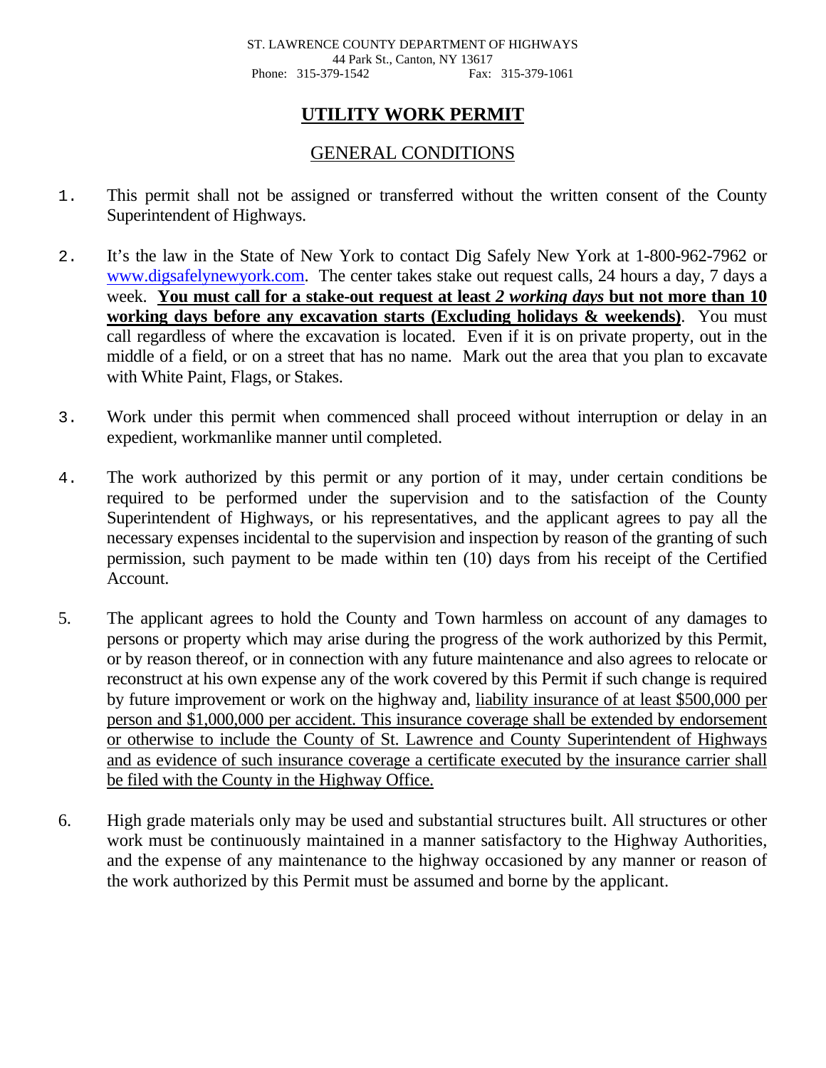ST. LAWRENCE COUNTY DEPARTMENT OF HIGHWAYS
44 Park St., Canton, NY 13617
Phone: 315-379-1542 Fax: 315-379-1061

# UTILITY WORK PERMIT

## GENERAL CONDITIONS

1. This permit shall not be assigned or transferred without the written consent of the County Superintendent of Highways.

2. It's the law in the State of New York to contact Dig Safely New York at 1-800-962-7962 or www.digsafelynewyork.com. The center takes stake out request calls, 24 hours a day, 7 days a week. **You must call for a stake-out request at least *2 working days* but not more than 10 working days before any excavation starts (Excluding holidays & weekends)**. You must call regardless of where the excavation is located. Even if it is on private property, out in the middle of a field, or on a street that has no name. Mark out the area that you plan to excavate with White Paint, Flags, or Stakes.

3. Work under this permit when commenced shall proceed without interruption or delay in an expedient, workmanlike manner until completed.

4. The work authorized by this permit or any portion of it may, under certain conditions be required to be performed under the supervision and to the satisfaction of the County Superintendent of Highways, or his representatives, and the applicant agrees to pay all the necessary expenses incidental to the supervision and inspection by reason of the granting of such permission, such payment to be made within ten (10) days from his receipt of the Certified Account.

5. The applicant agrees to hold the County and Town harmless on account of any damages to persons or property which may arise during the progress of the work authorized by this Permit, or by reason thereof, or in connection with any future maintenance and also agrees to relocate or reconstruct at his own expense any of the work covered by this Permit if such change is required by future improvement or work on the highway and, liability insurance of at least $500,000 per person and $1,000,000 per accident. This insurance coverage shall be extended by endorsement or otherwise to include the County of St. Lawrence and County Superintendent of Highways and as evidence of such insurance coverage a certificate executed by the insurance carrier shall be filed with the County in the Highway Office.

6. High grade materials only may be used and substantial structures built. All structures or other work must be continuously maintained in a manner satisfactory to the Highway Authorities, and the expense of any maintenance to the highway occasioned by any manner or reason of the work authorized by this Permit must be assumed and borne by the applicant.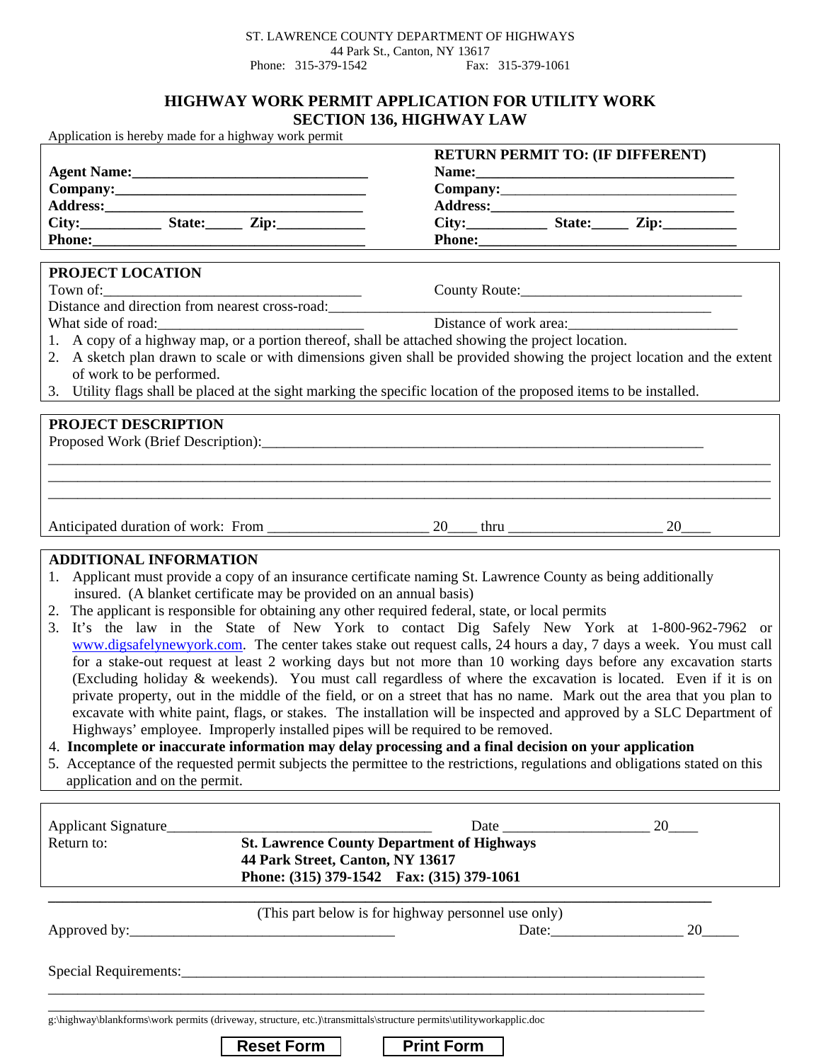ST. LAWRENCE COUNTY DEPARTMENT OF HIGHWAYS
44 Park St., Canton, NY 13617
Phone: 315-379-1542 Fax: 315-379-1061

## HIGHWAY WORK PERMIT APPLICATION FOR UTILITY WORK
## SECTION 136, HIGHWAY LAW

Application is hereby made for a highway work permit

| | |
|---|---|
| | **RETURN PERMIT TO: (IF DIFFERENT)** |
| **Agent Name:**________________________________ | **Name:**___________________________________ |
| **Company:**_________________________________ | **Company:**_______________________________ |
| **Address:**__________________________________ | **Address:**________________________________ |
| **City:**__________ **State:**_____ **Zip:**___________ | **City:**__________ **State:**_____ **Zip:**__________ |
| **Phone:**___________________________________ | **Phone:**__________________________________ |

**PROJECT LOCATION**

Town of:__________________________________ County Route:_____________________________

Distance and direction from nearest cross-road:_____________________________________________________

What side of road:___________________________ Distance of work area:______________________

1. A copy of a highway map, or a portion thereof, shall be attached showing the project location.
2. A sketch plan drawn to scale or with dimensions given shall be provided showing the project location and the extent of work to be performed.
3. Utility flags shall be placed at the sight marking the specific location of the proposed items to be installed.

**PROJECT DESCRIPTION**

Proposed Work (Brief Description):___________________________________________________________

_____________________________________________________________________________________________

_____________________________________________________________________________________________

_____________________________________________________________________________________________

Anticipated duration of work: From _____________________ 20____ thru ____________________ 20____

**ADDITIONAL INFORMATION**

1. Applicant must provide a copy of an insurance certificate naming St. Lawrence County as being additionally insured. (A blanket certificate may be provided on an annual basis)
2. The applicant is responsible for obtaining any other required federal, state, or local permits
3. It's the law in the State of New York to contact Dig Safely New York at 1-800-962-7962 or www.digsafelynewyork.com. The center takes stake out request calls, 24 hours a day, 7 days a week. You must call for a stake-out request at least 2 working days but not more than 10 working days before any excavation starts (Excluding holiday & weekends). You must call regardless of where the excavation is located. Even if it is on private property, out in the middle of the field, or on a street that has no name. Mark out the area that you plan to excavate with white paint, flags, or stakes. The installation will be inspected and approved by a SLC Department of Highways' employee. Improperly installed pipes will be required to be removed.
4. **Incomplete or inaccurate information may delay processing and a final decision on your application**
5. Acceptance of the requested permit subjects the permittee to the restrictions, regulations and obligations stated on this application and on the permit.

Applicant Signature__________________________________ Date ___________________ 20____

Return to: **St. Lawrence County Department of Highways**
**44 Park Street, Canton, NY 13617**
**Phone: (315) 379-1542 Fax: (315) 379-1061**

(This part below is for highway personnel use only)

Approved by:__________________________________ Date:_________________ 20_____

Special Requirements:_________________________________________________________________________

_____________________________________________________________________________________________

_____________________________________________________________________________________________

g:\highway\blankforms\work permits (driveway, structure, etc.)\transmittals\structure permits\utilityworkapplic.doc

Reset Form Print Form